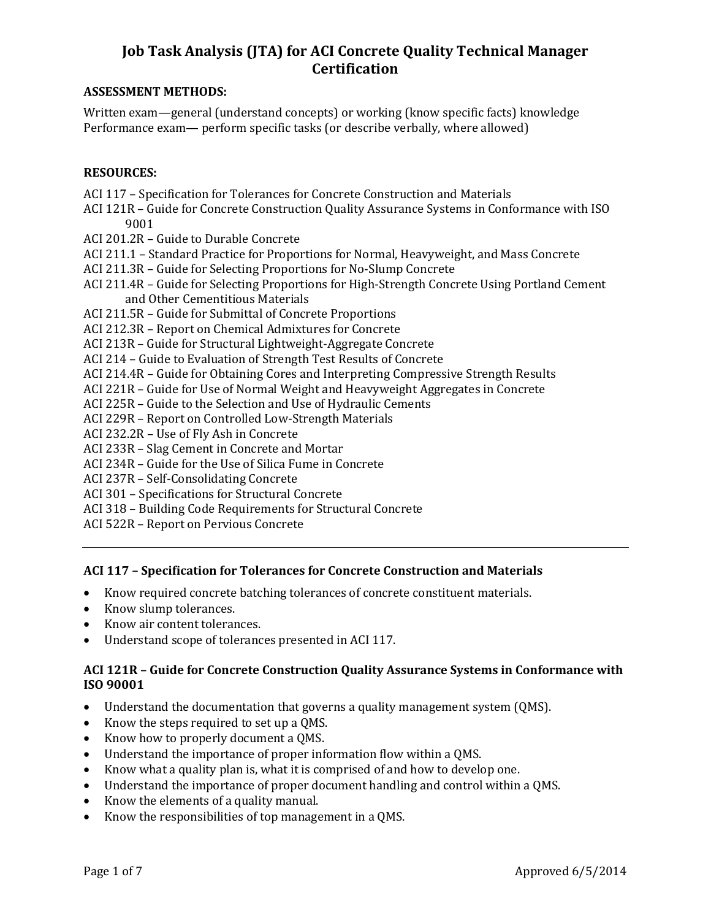# Job Task Analysis (JTA) for ACI Concrete Quality Technical Manager Certification

**ASSESSMENT METHODS:**

Written exam—general (understand concepts) or working (know specific facts) knowledge
Performance exam— perform specific tasks (or describe verbally, where allowed)

**RESOURCES:**

ACI 117 – Specification for Tolerances for Concrete Construction and Materials
ACI 121R – Guide for Concrete Construction Quality Assurance Systems in Conformance with ISO 9001
ACI 201.2R – Guide to Durable Concrete
ACI 211.1 – Standard Practice for Proportions for Normal, Heavyweight, and Mass Concrete
ACI 211.3R – Guide for Selecting Proportions for No-Slump Concrete
ACI 211.4R – Guide for Selecting Proportions for High-Strength Concrete Using Portland Cement and Other Cementitious Materials
ACI 211.5R – Guide for Submittal of Concrete Proportions
ACI 212.3R – Report on Chemical Admixtures for Concrete
ACI 213R – Guide for Structural Lightweight-Aggregate Concrete
ACI 214 – Guide to Evaluation of Strength Test Results of Concrete
ACI 214.4R – Guide for Obtaining Cores and Interpreting Compressive Strength Results
ACI 221R – Guide for Use of Normal Weight and Heavyweight Aggregates in Concrete
ACI 225R – Guide to the Selection and Use of Hydraulic Cements
ACI 229R – Report on Controlled Low-Strength Materials
ACI 232.2R – Use of Fly Ash in Concrete
ACI 233R – Slag Cement in Concrete and Mortar
ACI 234R – Guide for the Use of Silica Fume in Concrete
ACI 237R – Self-Consolidating Concrete
ACI 301 – Specifications for Structural Concrete
ACI 318 – Building Code Requirements for Structural Concrete
ACI 522R – Report on Pervious Concrete

---

**ACI 117 – Specification for Tolerances for Concrete Construction and Materials**

- Know required concrete batching tolerances of concrete constituent materials.
- Know slump tolerances.
- Know air content tolerances.
- Understand scope of tolerances presented in ACI 117.

**ACI 121R – Guide for Concrete Construction Quality Assurance Systems in Conformance with ISO 90001**

- Understand the documentation that governs a quality management system (QMS).
- Know the steps required to set up a QMS.
- Know how to properly document a QMS.
- Understand the importance of proper information flow within a QMS.
- Know what a quality plan is, what it is comprised of and how to develop one.
- Understand the importance of proper document handling and control within a QMS.
- Know the elements of a quality manual.
- Know the responsibilities of top management in a QMS.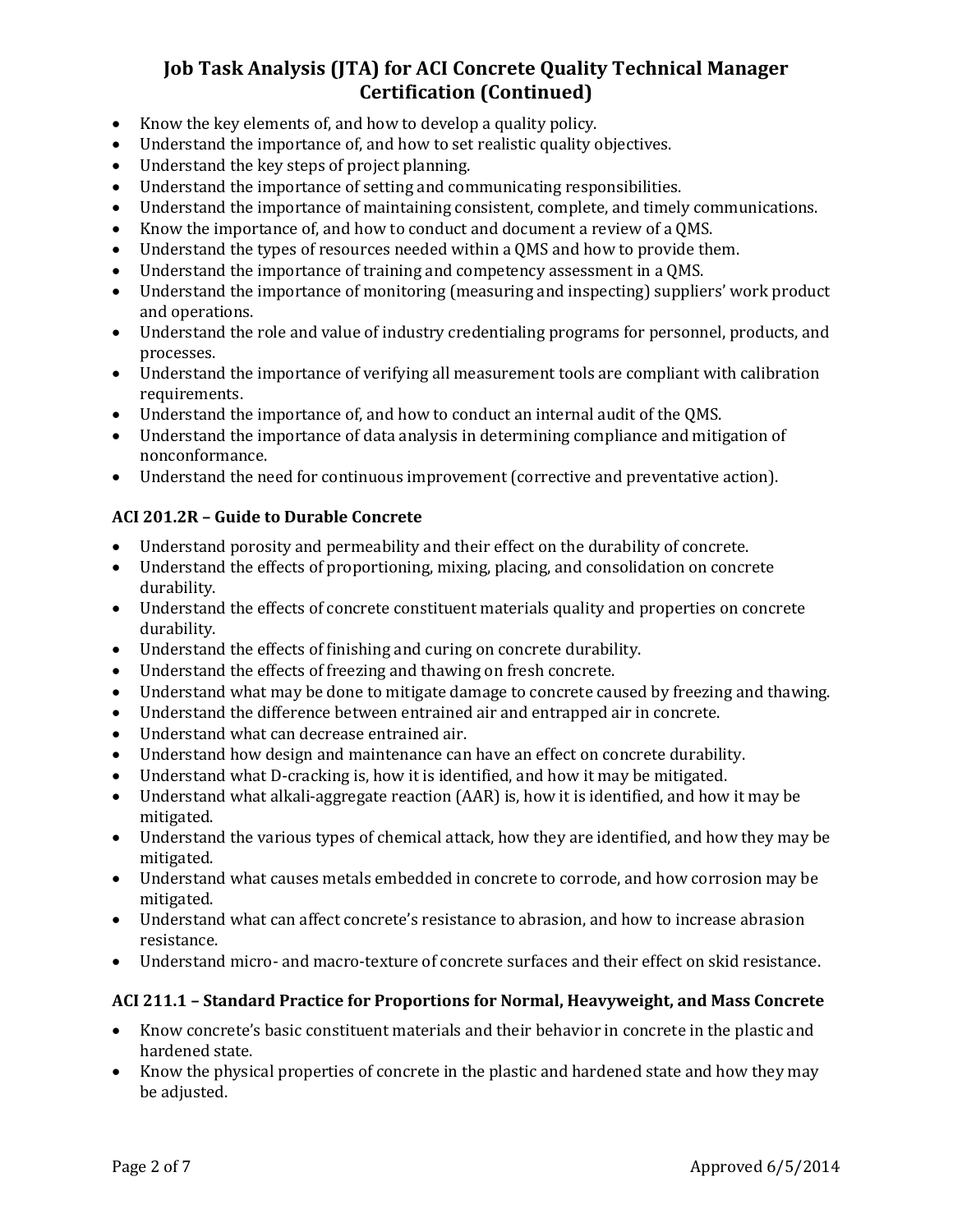# Job Task Analysis (JTA) for ACI Concrete Quality Technical Manager Certification (Continued)

- Know the key elements of, and how to develop a quality policy.
- Understand the importance of, and how to set realistic quality objectives.
- Understand the key steps of project planning.
- Understand the importance of setting and communicating responsibilities.
- Understand the importance of maintaining consistent, complete, and timely communications.
- Know the importance of, and how to conduct and document a review of a QMS.
- Understand the types of resources needed within a QMS and how to provide them.
- Understand the importance of training and competency assessment in a QMS.
- Understand the importance of monitoring (measuring and inspecting) suppliers' work product and operations.
- Understand the role and value of industry credentialing programs for personnel, products, and processes.
- Understand the importance of verifying all measurement tools are compliant with calibration requirements.
- Understand the importance of, and how to conduct an internal audit of the QMS.
- Understand the importance of data analysis in determining compliance and mitigation of nonconformance.
- Understand the need for continuous improvement (corrective and preventative action).

### ACI 201.2R – Guide to Durable Concrete

- Understand porosity and permeability and their effect on the durability of concrete.
- Understand the effects of proportioning, mixing, placing, and consolidation on concrete durability.
- Understand the effects of concrete constituent materials quality and properties on concrete durability.
- Understand the effects of finishing and curing on concrete durability.
- Understand the effects of freezing and thawing on fresh concrete.
- Understand what may be done to mitigate damage to concrete caused by freezing and thawing.
- Understand the difference between entrained air and entrapped air in concrete.
- Understand what can decrease entrained air.
- Understand how design and maintenance can have an effect on concrete durability.
- Understand what D-cracking is, how it is identified, and how it may be mitigated.
- Understand what alkali-aggregate reaction (AAR) is, how it is identified, and how it may be mitigated.
- Understand the various types of chemical attack, how they are identified, and how they may be mitigated.
- Understand what causes metals embedded in concrete to corrode, and how corrosion may be mitigated.
- Understand what can affect concrete's resistance to abrasion, and how to increase abrasion resistance.
- Understand micro- and macro-texture of concrete surfaces and their effect on skid resistance.

### ACI 211.1 – Standard Practice for Proportions for Normal, Heavyweight, and Mass Concrete

- Know concrete's basic constituent materials and their behavior in concrete in the plastic and hardened state.
- Know the physical properties of concrete in the plastic and hardened state and how they may be adjusted.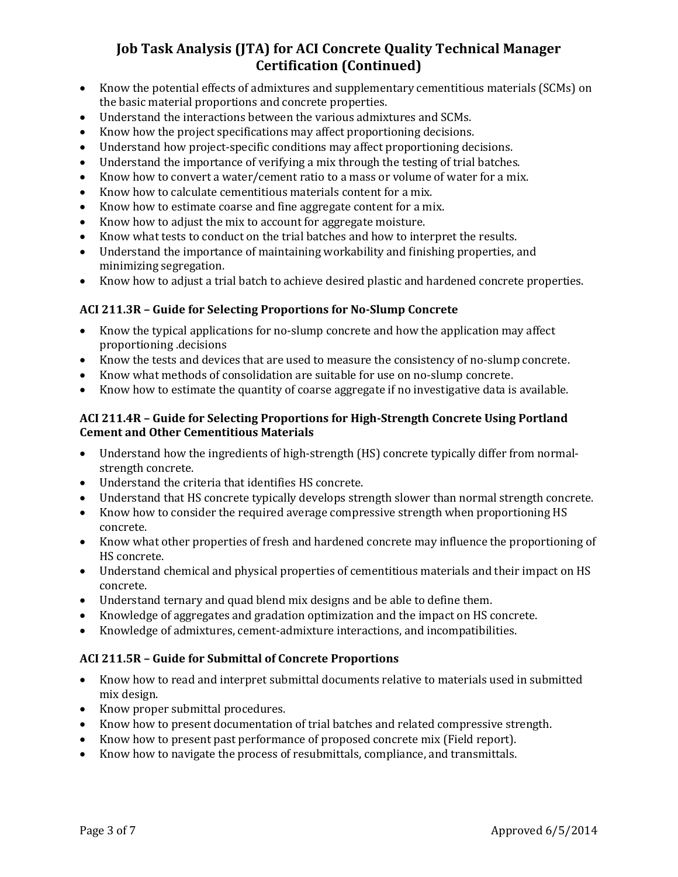# Job Task Analysis (JTA) for ACI Concrete Quality Technical Manager Certification (Continued)

- Know the potential effects of admixtures and supplementary cementitious materials (SCMs) on the basic material proportions and concrete properties.
- Understand the interactions between the various admixtures and SCMs.
- Know how the project specifications may affect proportioning decisions.
- Understand how project-specific conditions may affect proportioning decisions.
- Understand the importance of verifying a mix through the testing of trial batches.
- Know how to convert a water/cement ratio to a mass or volume of water for a mix.
- Know how to calculate cementitious materials content for a mix.
- Know how to estimate coarse and fine aggregate content for a mix.
- Know how to adjust the mix to account for aggregate moisture.
- Know what tests to conduct on the trial batches and how to interpret the results.
- Understand the importance of maintaining workability and finishing properties, and minimizing segregation.
- Know how to adjust a trial batch to achieve desired plastic and hardened concrete properties.

### ACI 211.3R – Guide for Selecting Proportions for No-Slump Concrete

- Know the typical applications for no-slump concrete and how the application may affect proportioning .decisions
- Know the tests and devices that are used to measure the consistency of no-slump concrete.
- Know what methods of consolidation are suitable for use on no-slump concrete.
- Know how to estimate the quantity of coarse aggregate if no investigative data is available.

### ACI 211.4R – Guide for Selecting Proportions for High-Strength Concrete Using Portland Cement and Other Cementitious Materials

- Understand how the ingredients of high-strength (HS) concrete typically differ from normal-strength concrete.
- Understand the criteria that identifies HS concrete.
- Understand that HS concrete typically develops strength slower than normal strength concrete.
- Know how to consider the required average compressive strength when proportioning HS concrete.
- Know what other properties of fresh and hardened concrete may influence the proportioning of HS concrete.
- Understand chemical and physical properties of cementitious materials and their impact on HS concrete.
- Understand ternary and quad blend mix designs and be able to define them.
- Knowledge of aggregates and gradation optimization and the impact on HS concrete.
- Knowledge of admixtures, cement-admixture interactions, and incompatibilities.

### ACI 211.5R – Guide for Submittal of Concrete Proportions

- Know how to read and interpret submittal documents relative to materials used in submitted mix design.
- Know proper submittal procedures.
- Know how to present documentation of trial batches and related compressive strength.
- Know how to present past performance of proposed concrete mix (Field report).
- Know how to navigate the process of resubmittals, compliance, and transmittals.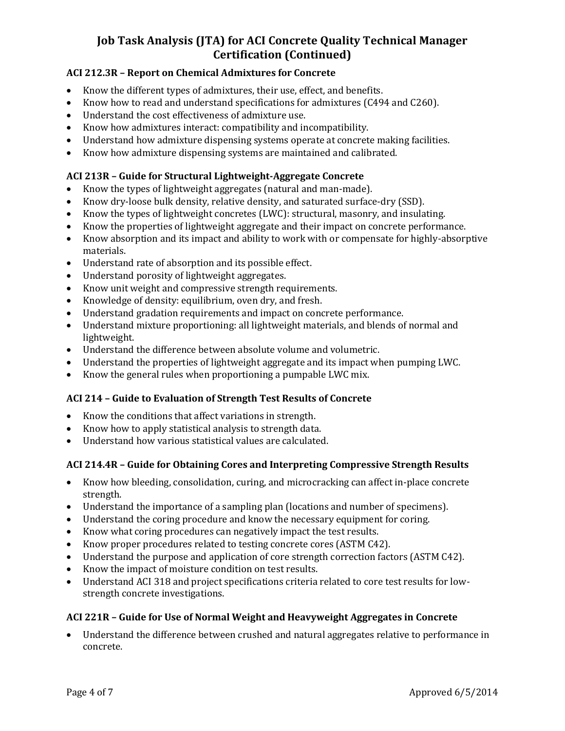# Job Task Analysis (JTA) for ACI Concrete Quality Technical Manager Certification (Continued)

### ACI 212.3R – Report on Chemical Admixtures for Concrete

- Know the different types of admixtures, their use, effect, and benefits.
- Know how to read and understand specifications for admixtures (C494 and C260).
- Understand the cost effectiveness of admixture use.
- Know how admixtures interact: compatibility and incompatibility.
- Understand how admixture dispensing systems operate at concrete making facilities.
- Know how admixture dispensing systems are maintained and calibrated.

### ACI 213R – Guide for Structural Lightweight-Aggregate Concrete

- Know the types of lightweight aggregates (natural and man-made).
- Know dry-loose bulk density, relative density, and saturated surface-dry (SSD).
- Know the types of lightweight concretes (LWC): structural, masonry, and insulating.
- Know the properties of lightweight aggregate and their impact on concrete performance.
- Know absorption and its impact and ability to work with or compensate for highly-absorptive materials.
- Understand rate of absorption and its possible effect.
- Understand porosity of lightweight aggregates.
- Know unit weight and compressive strength requirements.
- Knowledge of density: equilibrium, oven dry, and fresh.
- Understand gradation requirements and impact on concrete performance.
- Understand mixture proportioning: all lightweight materials, and blends of normal and lightweight.
- Understand the difference between absolute volume and volumetric.
- Understand the properties of lightweight aggregate and its impact when pumping LWC.
- Know the general rules when proportioning a pumpable LWC mix.

### ACI 214 – Guide to Evaluation of Strength Test Results of Concrete

- Know the conditions that affect variations in strength.
- Know how to apply statistical analysis to strength data.
- Understand how various statistical values are calculated.

### ACI 214.4R – Guide for Obtaining Cores and Interpreting Compressive Strength Results

- Know how bleeding, consolidation, curing, and microcracking can affect in-place concrete strength.
- Understand the importance of a sampling plan (locations and number of specimens).
- Understand the coring procedure and know the necessary equipment for coring.
- Know what coring procedures can negatively impact the test results.
- Know proper procedures related to testing concrete cores (ASTM C42).
- Understand the purpose and application of core strength correction factors (ASTM C42).
- Know the impact of moisture condition on test results.
- Understand ACI 318 and project specifications criteria related to core test results for low-strength concrete investigations.

### ACI 221R – Guide for Use of Normal Weight and Heavyweight Aggregates in Concrete

- Understand the difference between crushed and natural aggregates relative to performance in concrete.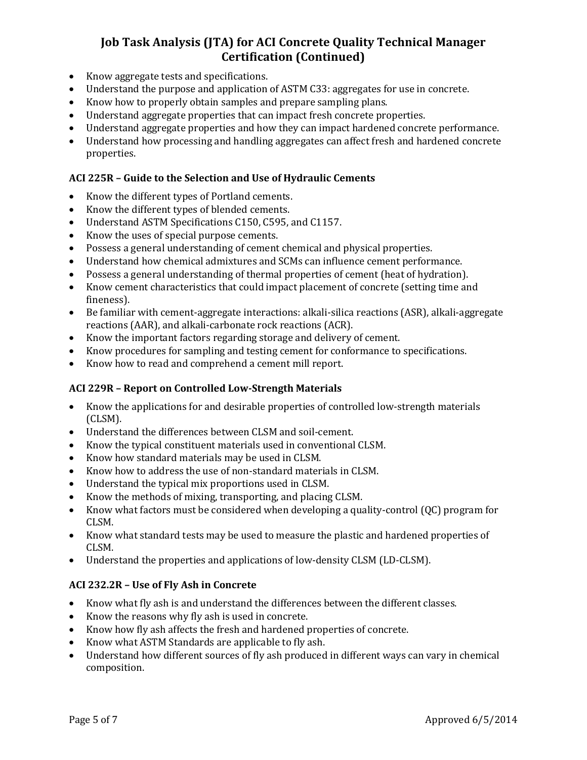- Know aggregate tests and specifications.
- Understand the purpose and application of ASTM C33: aggregates for use in concrete.
- Know how to properly obtain samples and prepare sampling plans.
- Understand aggregate properties that can impact fresh concrete properties.
- Understand aggregate properties and how they can impact hardened concrete performance.
- Understand how processing and handling aggregates can affect fresh and hardened concrete properties.

### ACI 225R – Guide to the Selection and Use of Hydraulic Cements

- Know the different types of Portland cements.
- Know the different types of blended cements.
- Understand ASTM Specifications C150, C595, and C1157.
- Know the uses of special purpose cements.
- Possess a general understanding of cement chemical and physical properties.
- Understand how chemical admixtures and SCMs can influence cement performance.
- Possess a general understanding of thermal properties of cement (heat of hydration).
- Know cement characteristics that could impact placement of concrete (setting time and fineness).
- Be familiar with cement-aggregate interactions: alkali-silica reactions (ASR), alkali-aggregate reactions (AAR), and alkali-carbonate rock reactions (ACR).
- Know the important factors regarding storage and delivery of cement.
- Know procedures for sampling and testing cement for conformance to specifications.
- Know how to read and comprehend a cement mill report.

### ACI 229R – Report on Controlled Low-Strength Materials

- Know the applications for and desirable properties of controlled low-strength materials (CLSM).
- Understand the differences between CLSM and soil-cement.
- Know the typical constituent materials used in conventional CLSM.
- Know how standard materials may be used in CLSM.
- Know how to address the use of non-standard materials in CLSM.
- Understand the typical mix proportions used in CLSM.
- Know the methods of mixing, transporting, and placing CLSM.
- Know what factors must be considered when developing a quality-control (QC) program for CLSM.
- Know what standard tests may be used to measure the plastic and hardened properties of CLSM.
- Understand the properties and applications of low-density CLSM (LD-CLSM).

### ACI 232.2R – Use of Fly Ash in Concrete

- Know what fly ash is and understand the differences between the different classes.
- Know the reasons why fly ash is used in concrete.
- Know how fly ash affects the fresh and hardened properties of concrete.
- Know what ASTM Standards are applicable to fly ash.
- Understand how different sources of fly ash produced in different ways can vary in chemical composition.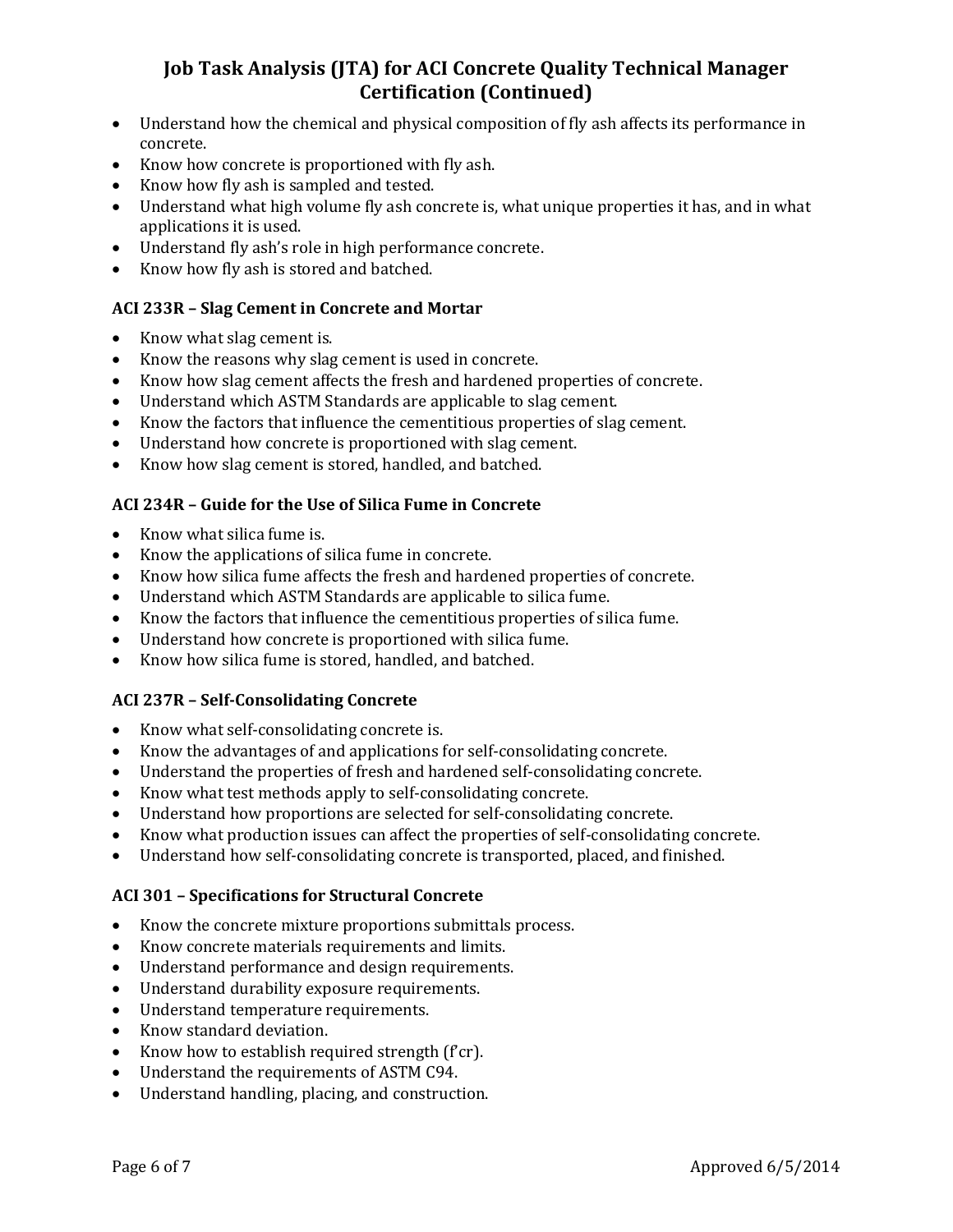- Understand how the chemical and physical composition of fly ash affects its performance in concrete.
- Know how concrete is proportioned with fly ash.
- Know how fly ash is sampled and tested.
- Understand what high volume fly ash concrete is, what unique properties it has, and in what applications it is used.
- Understand fly ash's role in high performance concrete.
- Know how fly ash is stored and batched.

### ACI 233R – Slag Cement in Concrete and Mortar

- Know what slag cement is.
- Know the reasons why slag cement is used in concrete.
- Know how slag cement affects the fresh and hardened properties of concrete.
- Understand which ASTM Standards are applicable to slag cement.
- Know the factors that influence the cementitious properties of slag cement.
- Understand how concrete is proportioned with slag cement.
- Know how slag cement is stored, handled, and batched.

### ACI 234R – Guide for the Use of Silica Fume in Concrete

- Know what silica fume is.
- Know the applications of silica fume in concrete.
- Know how silica fume affects the fresh and hardened properties of concrete.
- Understand which ASTM Standards are applicable to silica fume.
- Know the factors that influence the cementitious properties of silica fume.
- Understand how concrete is proportioned with silica fume.
- Know how silica fume is stored, handled, and batched.

### ACI 237R – Self-Consolidating Concrete

- Know what self-consolidating concrete is.
- Know the advantages of and applications for self-consolidating concrete.
- Understand the properties of fresh and hardened self-consolidating concrete.
- Know what test methods apply to self-consolidating concrete.
- Understand how proportions are selected for self-consolidating concrete.
- Know what production issues can affect the properties of self-consolidating concrete.
- Understand how self-consolidating concrete is transported, placed, and finished.

### ACI 301 – Specifications for Structural Concrete

- Know the concrete mixture proportions submittals process.
- Know concrete materials requirements and limits.
- Understand performance and design requirements.
- Understand durability exposure requirements.
- Understand temperature requirements.
- Know standard deviation.
- Know how to establish required strength (f'cr).
- Understand the requirements of ASTM C94.
- Understand handling, placing, and construction.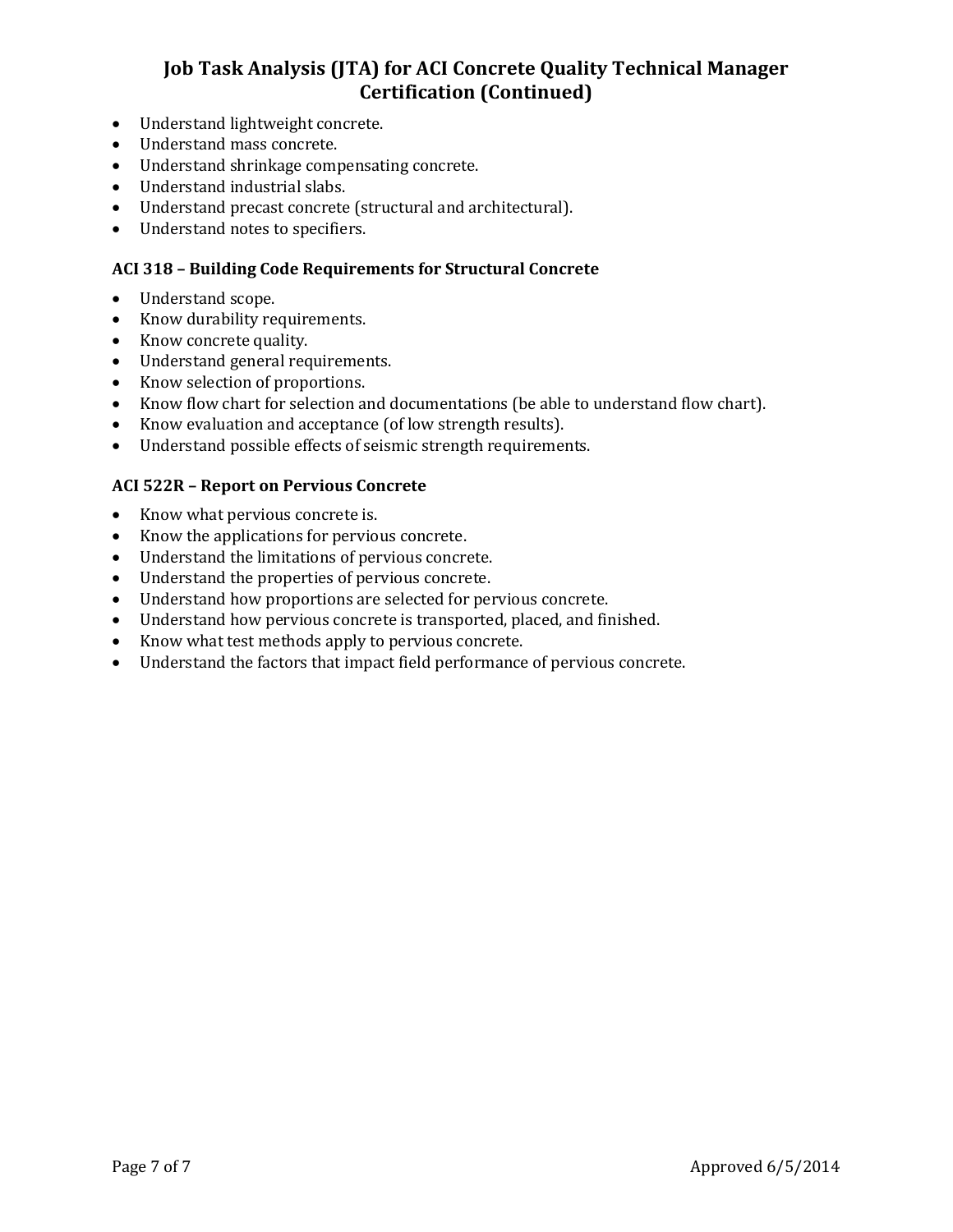- Understand lightweight concrete.
- Understand mass concrete.
- Understand shrinkage compensating concrete.
- Understand industrial slabs.
- Understand precast concrete (structural and architectural).
- Understand notes to specifiers.

### ACI 318 – Building Code Requirements for Structural Concrete

- Understand scope.
- Know durability requirements.
- Know concrete quality.
- Understand general requirements.
- Know selection of proportions.
- Know flow chart for selection and documentations (be able to understand flow chart).
- Know evaluation and acceptance (of low strength results).
- Understand possible effects of seismic strength requirements.

### ACI 522R – Report on Pervious Concrete

- Know what pervious concrete is.
- Know the applications for pervious concrete.
- Understand the limitations of pervious concrete.
- Understand the properties of pervious concrete.
- Understand how proportions are selected for pervious concrete.
- Understand how pervious concrete is transported, placed, and finished.
- Know what test methods apply to pervious concrete.
- Understand the factors that impact field performance of pervious concrete.